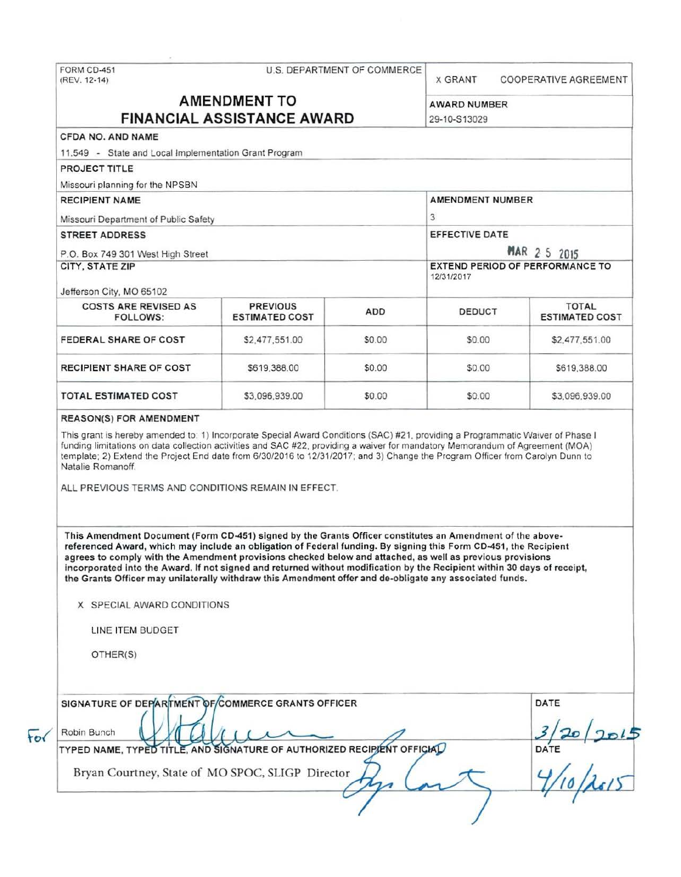FORM CD-451
(REV. 12-14)

U.S. DEPARTMENT OF COMMERCE

X GRANT   COOPERATIVE AGREEMENT

# AMENDMENT TO FINANCIAL ASSISTANCE AWARD

**AWARD NUMBER**
29-10-S13029

**CFDA NO. AND NAME**
11.549 - State and Local Implementation Grant Program

**PROJECT TITLE**
Missouri planning for the NPSBN

**RECIPIENT NAME**
Missouri Department of Public Safety

**AMENDMENT NUMBER**
3

**STREET ADDRESS**
P.O. Box 749 301 West High Street

**EFFECTIVE DATE**
MAR 2 5 2015

**CITY, STATE ZIP**
Jefferson City, MO 65102

**EXTEND PERIOD OF PERFORMANCE TO**
12/31/2017

| COSTS ARE REVISED AS FOLLOWS: | PREVIOUS ESTIMATED COST | ADD | DEDUCT | TOTAL ESTIMATED COST |
|---|---|---|---|---|
| FEDERAL SHARE OF COST | $2,477,551.00 | $0.00 | $0.00 | $2,477,551.00 |
| RECIPIENT SHARE OF COST | $619,388.00 | $0.00 | $0.00 | $619,388.00 |
| TOTAL ESTIMATED COST | $3,096,939.00 | $0.00 | $0.00 | $3,096,939.00 |

**REASON(S) FOR AMENDMENT**

This grant is hereby amended to: 1) Incorporate Special Award Conditions (SAC) #21, providing a Programmatic Waiver of Phase I funding limitations on data collection activities and SAC #22, providing a waiver for mandatory Memorandum of Agreement (MOA) template; 2) Extend the Project End date from 6/30/2016 to 12/31/2017; and 3) Change the Program Officer from Carolyn Dunn to Natalie Romanoff.

ALL PREVIOUS TERMS AND CONDITIONS REMAIN IN EFFECT.

**This Amendment Document (Form CD-451) signed by the Grants Officer constitutes an Amendment of the above-referenced Award, which may include an obligation of Federal funding. By signing this Form CD-451, the Recipient agrees to comply with the Amendment provisions checked below and attached, as well as previous provisions incorporated into the Award. If not signed and returned without modification by the Recipient within 30 days of receipt, the Grants Officer may unilaterally withdraw this Amendment offer and de-obligate any associated funds.**

X SPECIAL AWARD CONDITIONS

LINE ITEM BUDGET

OTHER(S)

**SIGNATURE OF DEPARTMENT OF COMMERCE GRANTS OFFICER**
For Robin Bunch

**DATE**
3/20/2015

**TYPED NAME, TYPED TITLE, AND SIGNATURE OF AUTHORIZED RECIPIENT OFFICIAL**
Bryan Courtney, State of MO SPOC, SLIGP Director

**DATE**
4/10/2015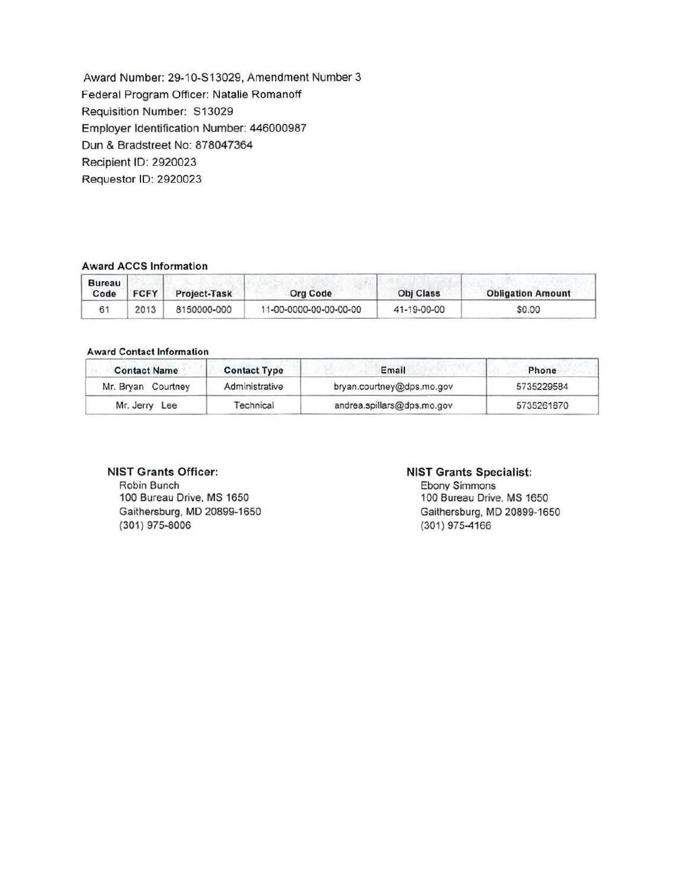Award Number: 29-10-S13029, Amendment Number 3
Federal Program Officer: Natalie Romanoff
Requisition Number: S13029
Employer Identification Number: 446000987
Dun & Bradstreet No: 878047364
Recipient ID: 2920023
Requestor ID: 2920023

**Award ACCS Information**

| Bureau Code | FCFY | Project-Task | Org Code | Obj Class | Obligation Amount |
|---|---|---|---|---|---|
| 61 | 2013 | 8150000-000 | 11-00-0000-00-00-00-00 | 41-19-00-00 | $0.00 |

**Award Contact Information**

| Contact Name | Contact Type | Email | Phone |
|---|---|---|---|
| Mr. Bryan Courtney | Administrative | bryan.courtney@dps.mo.gov | 5735229584 |
| Mr. Jerry Lee | Technical | andrea.spillars@dps.mo.gov | 5735261870 |

**NIST Grants Officer:**
Robin Bunch
100 Bureau Drive, MS 1650
Gaithersburg, MD 20899-1650
(301) 975-8006

**NIST Grants Specialist:**
Ebony Simmons
100 Bureau Drive, MS 1650
Gaithersburg, MD 20899-1650
(301) 975-4166